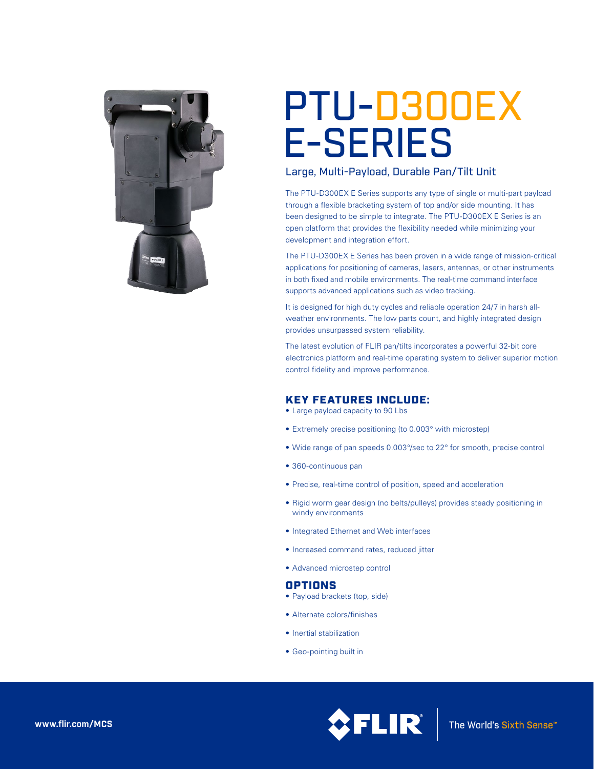# PTU-D300EX E-SERIES

## Large, Multi-Payload, Durable Pan/Tilt Unit

The PTU-D300EX E Series supports any type of single or multi-part payload through a flexible bracketing system of top and/or side mounting. It has been designed to be simple to integrate. The PTU-D300EX E Series is an open platform that provides the flexibility needed while minimizing your development and integration effort.

The PTU-D300EX E Series has been proven in a wide range of mission-critical applications for positioning of cameras, lasers, antennas, or other instruments in both fixed and mobile environments. The real-time command interface supports advanced applications such as video tracking.

It is designed for high duty cycles and reliable operation 24/7 in harsh all-weather environments. The low parts count, and highly integrated design provides unsurpassed system reliability.

The latest evolution of FLIR pan/tilts incorporates a powerful 32-bit core electronics platform and real-time operating system to deliver superior motion control fidelity and improve performance.

### KEY FEATURES INCLUDE:

- Large payload capacity to 90 Lbs
- Extremely precise positioning (to 0.003° with microstep)
- Wide range of pan speeds 0.003°/sec to 22° for smooth, precise control
- 360-continuous pan
- Precise, real-time control of position, speed and acceleration
- Rigid worm gear design (no belts/pulleys) provides steady positioning in windy environments
- Integrated Ethernet and Web interfaces
- Increased command rates, reduced jitter
- Advanced microstep control

### OPTIONS

- Payload brackets (top, side)
- Alternate colors/finishes
- Inertial stabilization
- Geo-pointing built in

www.flir.com/MCS

FLIR The World's Sixth Sense™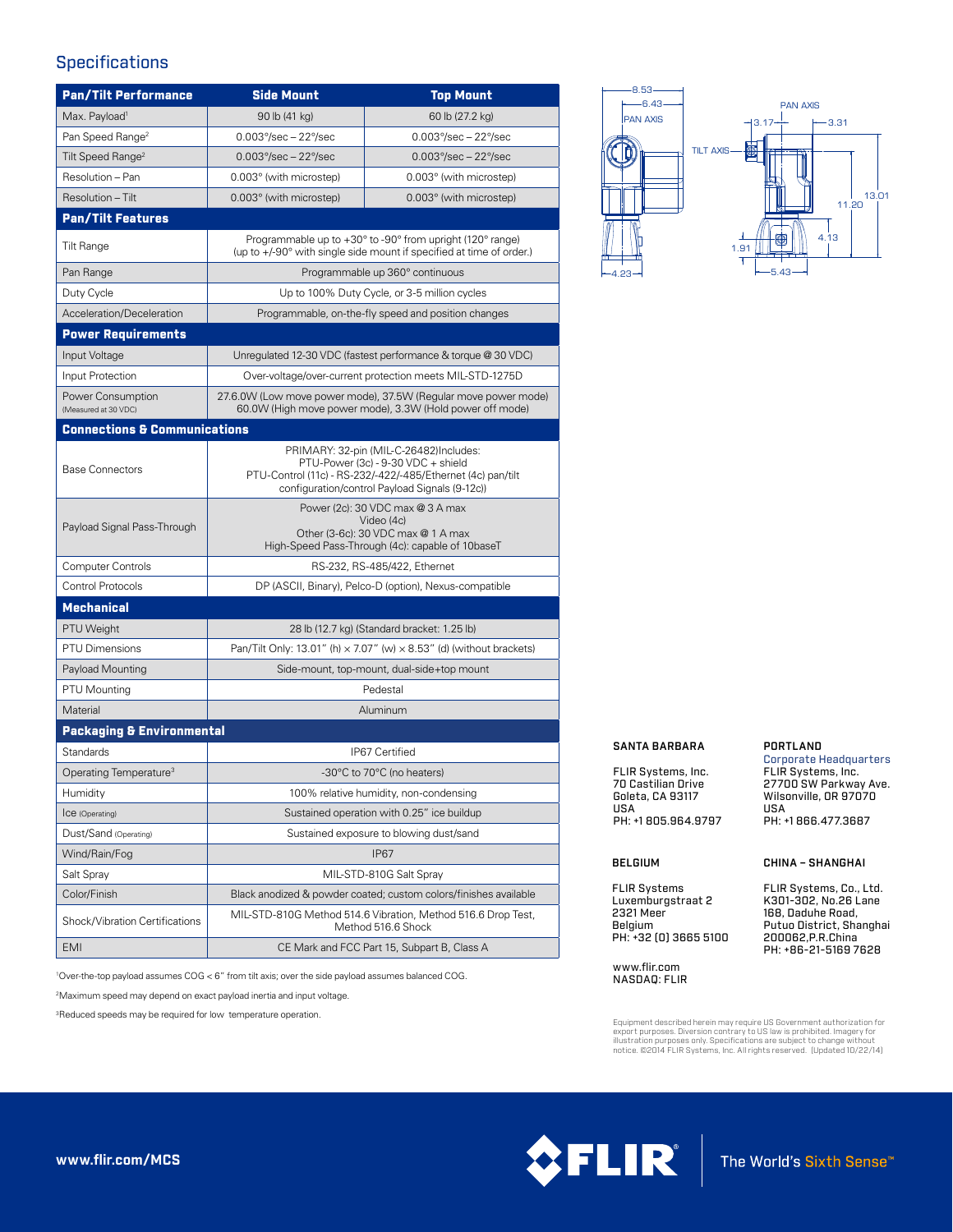## Specifications

| Pan/Tilt Performance | Side Mount | Top Mount |
|---|---|---|
| Max. Payload[1] | 90 lb (41 kg) | 60 lb (27.2 kg) |
| Pan Speed Range[2] | 0.003°/sec – 22°/sec | 0.003°/sec – 22°/sec |
| Tilt Speed Range[2] | 0.003°/sec – 22°/sec | 0.003°/sec – 22°/sec |
| Resolution – Pan | 0.003° (with microstep) | 0.003° (with microstep) |
| Resolution – Tilt | 0.003° (with microstep) | 0.003° (with microstep) |
| **Pan/Tilt Features** | | |
| Tilt Range | Programmable up to +30° to -90° from upright (120° range) (up to +/-90° with single side mount if specified at time of order.) | |
| Pan Range | Programmable up 360° continuous | |
| Duty Cycle | Up to 100% Duty Cycle, or 3-5 million cycles | |
| Acceleration/Deceleration | Programmable, on-the-fly speed and position changes | |
| **Power Requirements** | | |
| Input Voltage | Unregulated 12-30 VDC (fastest performance & torque @ 30 VDC) | |
| Input Protection | Over-voltage/over-current protection meets MIL-STD-1275D | |
| Power Consumption (Measured at 30 VDC) | 27.6.0W (Low move power mode), 37.5W (Regular move power mode) 60.0W (High move power mode), 3.3W (Hold power off mode) | |
| **Connections & Communications** | | |
| Base Connectors | PRIMARY: 32-pin (MIL-C-26482)Includes: PTU-Power (3c) - 9-30 VDC + shield PTU-Control (11c) - RS-232/-422/-485/Ethernet (4c) pan/tilt configuration/control Payload Signals (9-12c)) | |
| Payload Signal Pass-Through | Power (2c): 30 VDC max @ 3 A max Video (4c) Other (3-6c): 30 VDC max @ 1 A max High-Speed Pass-Through (4c): capable of 10baseT | |
| Computer Controls | RS-232, RS-485/422, Ethernet | |
| Control Protocols | DP (ASCII, Binary), Pelco-D (option), Nexus-compatible | |
| **Mechanical** | | |
| PTU Weight | 28 lb (12.7 kg) (Standard bracket: 1.25 lb) | |
| PTU Dimensions | Pan/Tilt Only: 13.01" (h) × 7.07" (w) × 8.53" (d) (without brackets) | |
| Payload Mounting | Side-mount, top-mount, dual-side+top mount | |
| PTU Mounting | Pedestal | |
| Material | Aluminum | |
| **Packaging & Environmental** | | |
| Standards | IP67 Certified | |
| Operating Temperature[3] | -30°C to 70°C (no heaters) | |
| Humidity | 100% relative humidity, non-condensing | |
| Ice (Operating) | Sustained operation with 0.25" ice buildup | |
| Dust/Sand (Operating) | Sustained exposure to blowing dust/sand | |
| Wind/Rain/Fog | IP67 | |
| Salt Spray | MIL-STD-810G Salt Spray | |
| Color/Finish | Black anodized & powder coated; custom colors/finishes available | |
| Shock/Vibration Certifications | MIL-STD-810G Method 514.6 Vibration, Method 516.6 Drop Test, Method 516.6 Shock | |
| EMI | CE Mark and FCC Part 15, Subpart B, Class A | |

[1]Over-the-top payload assumes COG < 6" from tilt axis; over the side payload assumes balanced COG.

[2]Maximum speed may depend on exact payload inertia and input voltage.

[3]Reduced speeds may be required for low temperature operation.

8.53
6.43
PAN AXIS
4.23
TILT AXIS
PAN AXIS
3.17
3.31
13.01
11.20
4.13
1.91
5.43

**SANTA BARBARA**

FLIR Systems, Inc.
70 Castilian Drive
Goleta, CA 93117
USA
PH: +1 805.964.9797

**PORTLAND**
Corporate Headquarters
FLIR Systems, Inc.
27700 SW Parkway Ave.
Wilsonville, OR 97070
USA
PH: +1 866.477.3687

**BELGIUM**

FLIR Systems
Luxemburgstraat 2
2321 Meer
Belgium
PH: +32 (0) 3665 5100

**CHINA – SHANGHAI**

FLIR Systems, Co., Ltd.
K301-302, No.26 Lane
168, Daduhe Road,
Putuo District, Shanghai
200062,P.R.China
PH: +86-21-5169 7628

www.flir.com
NASDAQ: FLIR

Equipment described herein may require US Government authorization for export purposes. Diversion contrary to US law is prohibited. Imagery for illustration purposes only. Specifications are subject to change without notice. ©2014 FLIR Systems, Inc. All rights reserved. (Updated 10/22/14)

www.flir.com/MCS

FLIR® The World's Sixth Sense™